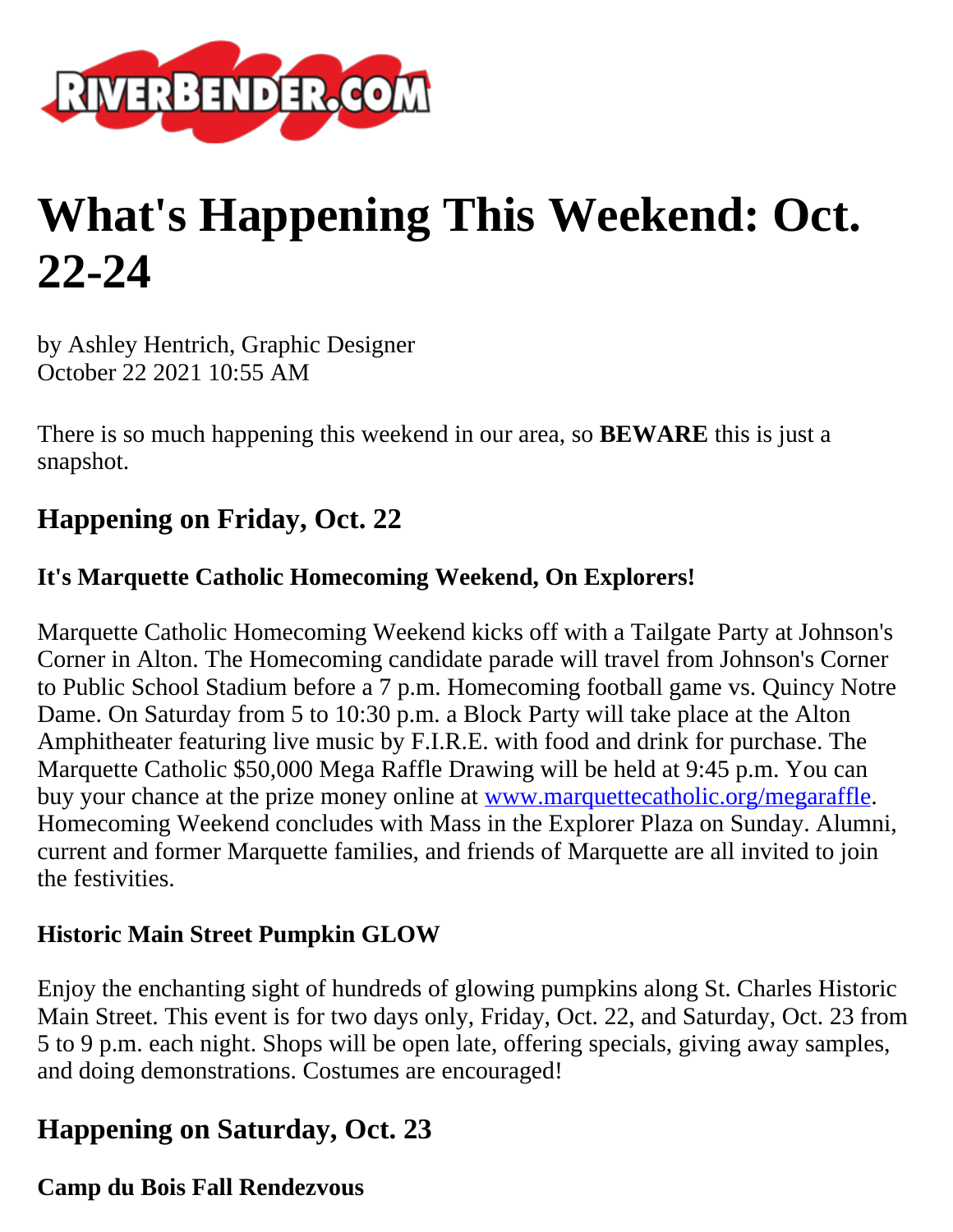# What's Happening This Weekend: Oct. 22-24

by Ashley Hentrich, Graphic Designer
October 22 2021 10:55 AM

There is so much happening this weekend in our area, so **BEWARE** this is just a snapshot.

## Happening on Friday, Oct. 22

### It's Marquette Catholic Homecoming Weekend, On Explorers!

Marquette Catholic Homecoming Weekend kicks off with a Tailgate Party at Johnson's Corner in Alton. The Homecoming candidate parade will travel from Johnson's Corner to Public School Stadium before a 7 p.m. Homecoming football game vs. Quincy Notre Dame. On Saturday from 5 to 10:30 p.m. a Block Party will take place at the Alton Amphitheater featuring live music by F.I.R.E. with food and drink for purchase. The Marquette Catholic $50,000 Mega Raffle Drawing will be held at 9:45 p.m. You can buy your chance at the prize money online at [www.marquettecatholic.org/megaraffle](www.marquettecatholic.org/megaraffle). Homecoming Weekend concludes with Mass in the Explorer Plaza on Sunday. Alumni, current and former Marquette families, and friends of Marquette are all invited to join the festivities.

### Historic Main Street Pumpkin GLOW

Enjoy the enchanting sight of hundreds of glowing pumpkins along St. Charles Historic Main Street. This event is for two days only, Friday, Oct. 22, and Saturday, Oct. 23 from 5 to 9 p.m. each night. Shops will be open late, offering specials, giving away samples, and doing demonstrations. Costumes are encouraged!

## Happening on Saturday, Oct. 23

### Camp du Bois Fall Rendezvous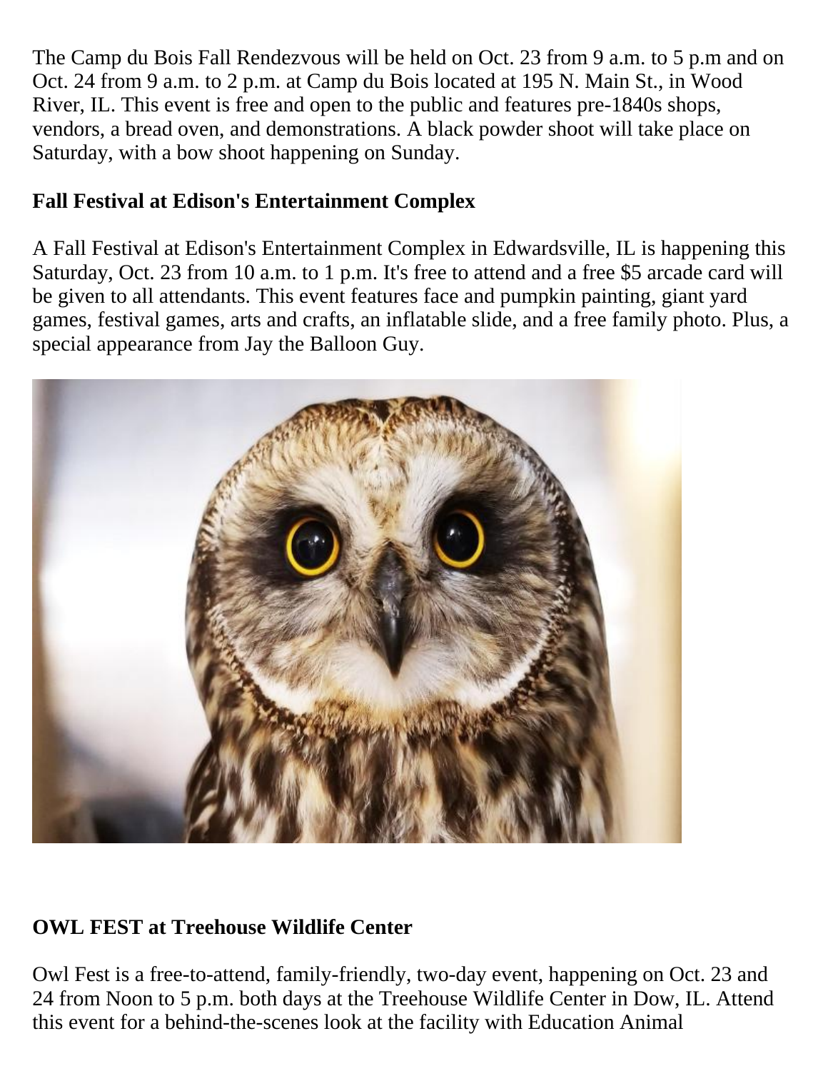The Camp du Bois Fall Rendezvous will be held on Oct. 23 from 9 a.m. to 5 p.m and on Oct. 24 from 9 a.m. to 2 p.m. at Camp du Bois located at 195 N. Main St., in Wood River, IL. This event is free and open to the public and features pre-1840s shops, vendors, a bread oven, and demonstrations. A black powder shoot will take place on Saturday, with a bow shoot happening on Sunday.

**Fall Festival at Edison's Entertainment Complex**

A Fall Festival at Edison's Entertainment Complex in Edwardsville, IL is happening this Saturday, Oct. 23 from 10 a.m. to 1 p.m. It's free to attend and a free $5 arcade card will be given to all attendants. This event features face and pumpkin painting, giant yard games, festival games, arts and crafts, an inflatable slide, and a free family photo. Plus, a special appearance from Jay the Balloon Guy.

**OWL FEST at Treehouse Wildlife Center**

Owl Fest is a free-to-attend, family-friendly, two-day event, happening on Oct. 23 and 24 from Noon to 5 p.m. both days at the Treehouse Wildlife Center in Dow, IL. Attend this event for a behind-the-scenes look at the facility with Education Animal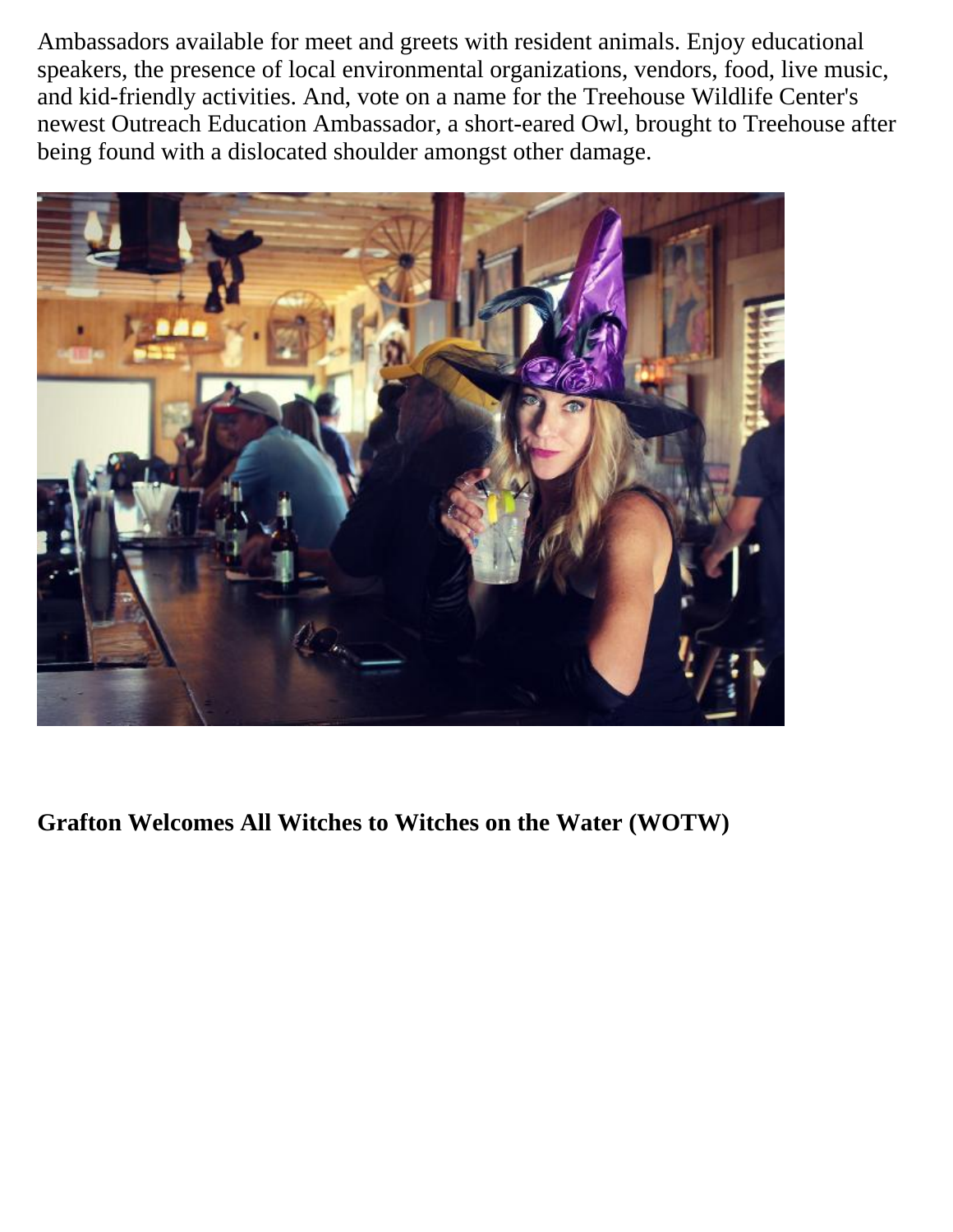Ambassadors available for meet and greets with resident animals. Enjoy educational speakers, the presence of local environmental organizations, vendors, food, live music, and kid-friendly activities. And, vote on a name for the Treehouse Wildlife Center's newest Outreach Education Ambassador, a short-eared Owl, brought to Treehouse after being found with a dislocated shoulder amongst other damage.

**Grafton Welcomes All Witches to Witches on the Water (WOTW)**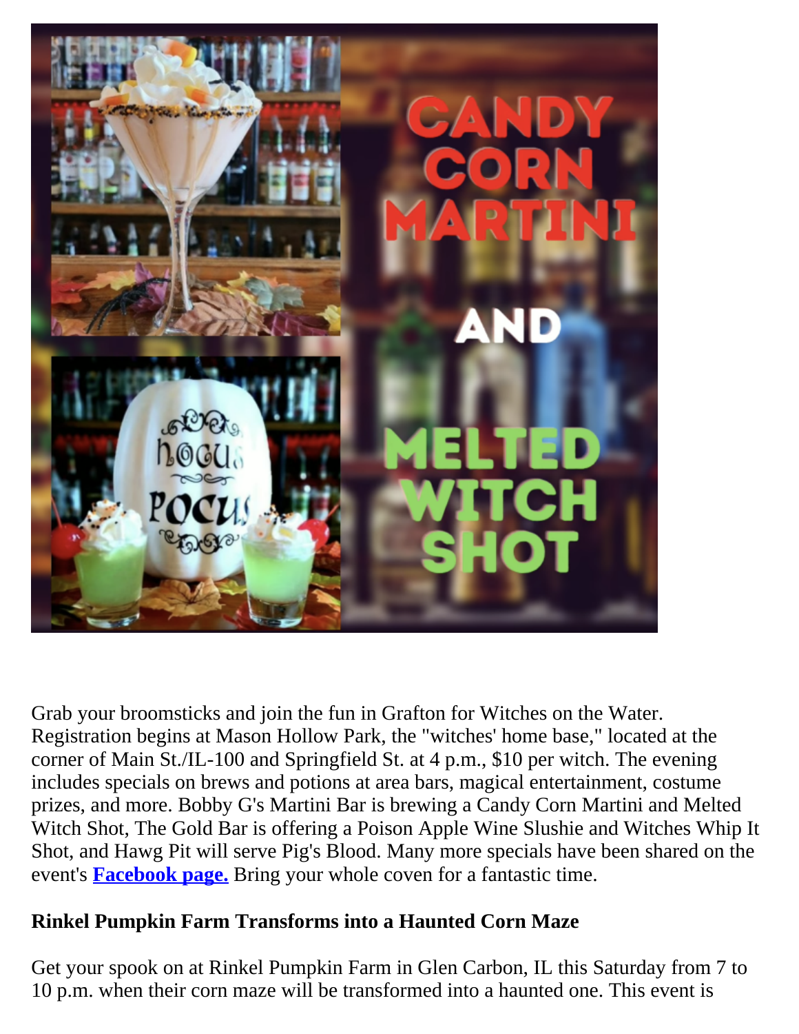Grab your broomsticks and join the fun in Grafton for Witches on the Water. Registration begins at Mason Hollow Park, the "witches' home base," located at the corner of Main St./IL-100 and Springfield St. at 4 p.m., $10 per witch. The evening includes specials on brews and potions at area bars, magical entertainment, costume prizes, and more. Bobby G's Martini Bar is brewing a Candy Corn Martini and Melted Witch Shot, The Gold Bar is offering a Poison Apple Wine Slushie and Witches Whip It Shot, and Hawg Pit will serve Pig's Blood. Many more specials have been shared on the event's **Facebook page.** Bring your whole coven for a fantastic time.

**Rinkel Pumpkin Farm Transforms into a Haunted Corn Maze**

Get your spook on at Rinkel Pumpkin Farm in Glen Carbon, IL this Saturday from 7 to 10 p.m. when their corn maze will be transformed into a haunted one. This event is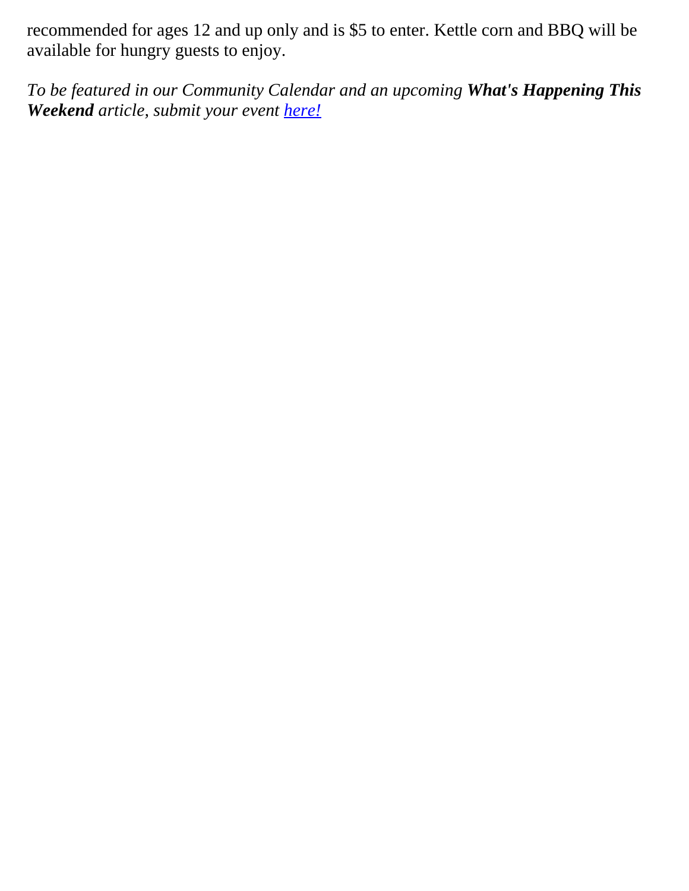recommended for ages 12 and up only and is $5 to enter. Kettle corn and BBQ will be available for hungry guests to enjoy.

*To be featured in our Community Calendar and an upcoming **What's Happening This Weekend** article, submit your event [here!]*